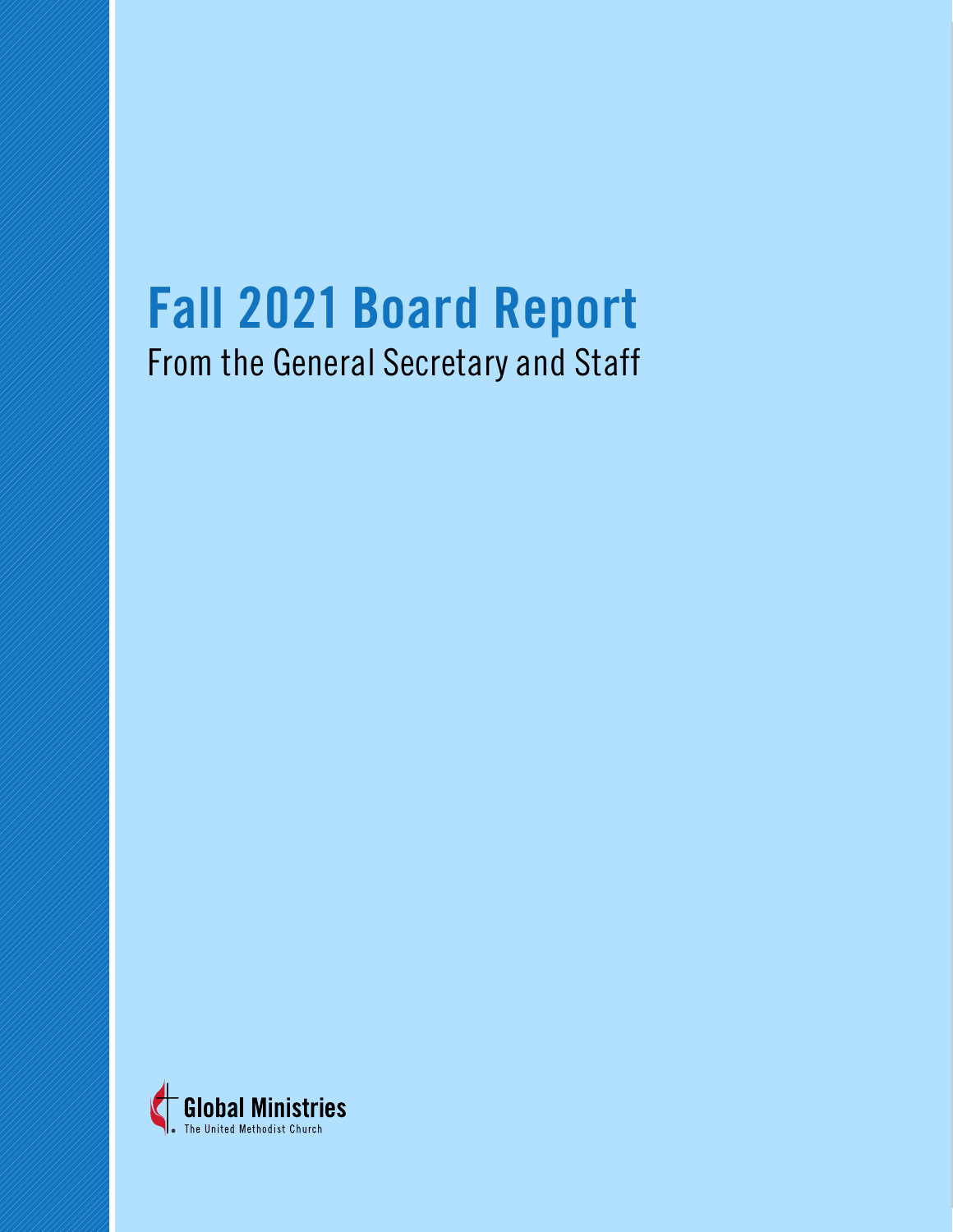# Fall 2021 Board Report

From the General Secretary and Staff

Global Ministries
The United Methodist Church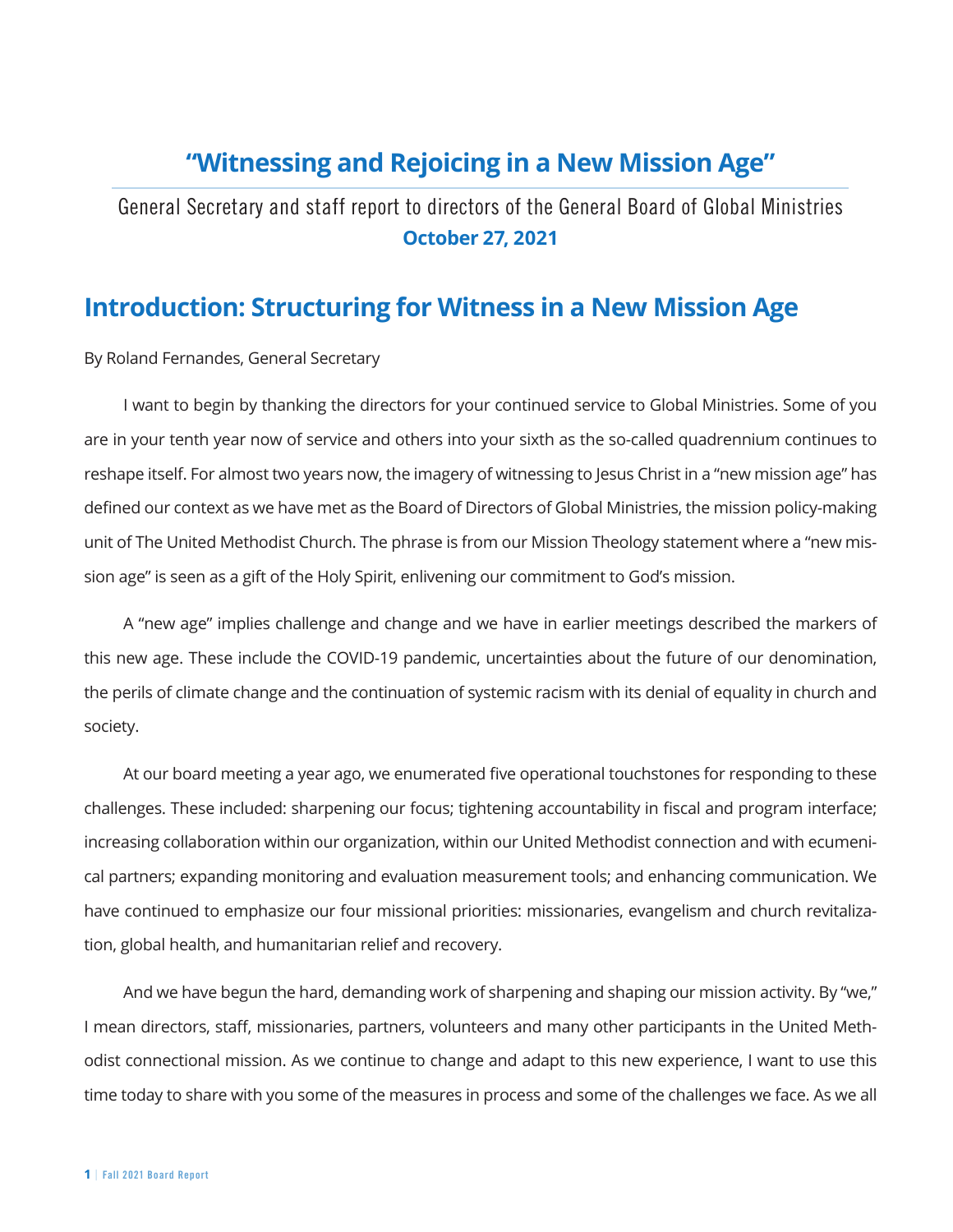# "Witnessing and Rejoicing in a New Mission Age"

General Secretary and staff report to directors of the General Board of Global Ministries

**October 27, 2021**

## Introduction: Structuring for Witness in a New Mission Age

By Roland Fernandes, General Secretary

I want to begin by thanking the directors for your continued service to Global Ministries. Some of you are in your tenth year now of service and others into your sixth as the so-called quadrennium continues to reshape itself. For almost two years now, the imagery of witnessing to Jesus Christ in a "new mission age" has defined our context as we have met as the Board of Directors of Global Ministries, the mission policy-making unit of The United Methodist Church. The phrase is from our Mission Theology statement where a "new mission age" is seen as a gift of the Holy Spirit, enlivening our commitment to God's mission.

A "new age" implies challenge and change and we have in earlier meetings described the markers of this new age. These include the COVID-19 pandemic, uncertainties about the future of our denomination, the perils of climate change and the continuation of systemic racism with its denial of equality in church and society.

At our board meeting a year ago, we enumerated five operational touchstones for responding to these challenges. These included: sharpening our focus; tightening accountability in fiscal and program interface; increasing collaboration within our organization, within our United Methodist connection and with ecumenical partners; expanding monitoring and evaluation measurement tools; and enhancing communication. We have continued to emphasize our four missional priorities: missionaries, evangelism and church revitalization, global health, and humanitarian relief and recovery.

And we have begun the hard, demanding work of sharpening and shaping our mission activity. By "we," I mean directors, staff, missionaries, partners, volunteers and many other participants in the United Methodist connectional mission. As we continue to change and adapt to this new experience, I want to use this time today to share with you some of the measures in process and some of the challenges we face. As we all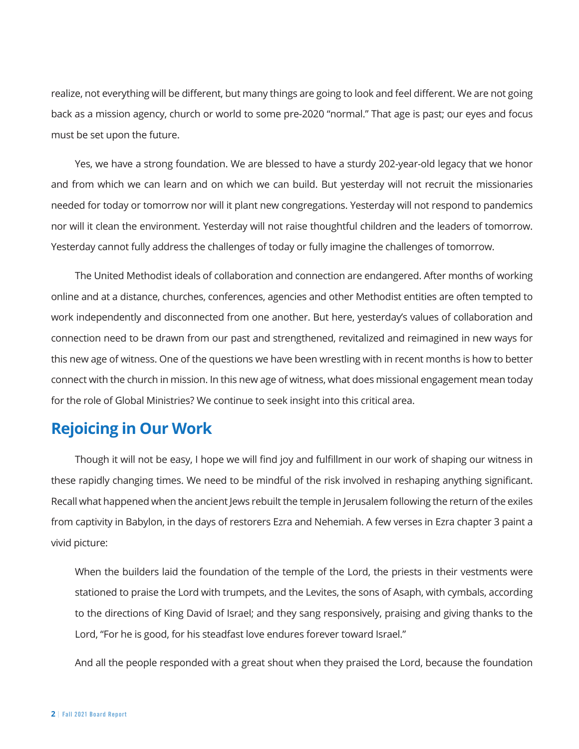realize, not everything will be different, but many things are going to look and feel different. We are not going back as a mission agency, church or world to some pre-2020 "normal." That age is past; our eyes and focus must be set upon the future.

Yes, we have a strong foundation. We are blessed to have a sturdy 202-year-old legacy that we honor and from which we can learn and on which we can build. But yesterday will not recruit the missionaries needed for today or tomorrow nor will it plant new congregations. Yesterday will not respond to pandemics nor will it clean the environment. Yesterday will not raise thoughtful children and the leaders of tomorrow. Yesterday cannot fully address the challenges of today or fully imagine the challenges of tomorrow.

The United Methodist ideals of collaboration and connection are endangered. After months of working online and at a distance, churches, conferences, agencies and other Methodist entities are often tempted to work independently and disconnected from one another. But here, yesterday's values of collaboration and connection need to be drawn from our past and strengthened, revitalized and reimagined in new ways for this new age of witness. One of the questions we have been wrestling with in recent months is how to better connect with the church in mission. In this new age of witness, what does missional engagement mean today for the role of Global Ministries? We continue to seek insight into this critical area.

## Rejoicing in Our Work

Though it will not be easy, I hope we will find joy and fulfillment in our work of shaping our witness in these rapidly changing times. We need to be mindful of the risk involved in reshaping anything significant. Recall what happened when the ancient Jews rebuilt the temple in Jerusalem following the return of the exiles from captivity in Babylon, in the days of restorers Ezra and Nehemiah. A few verses in Ezra chapter 3 paint a vivid picture:

> When the builders laid the foundation of the temple of the Lord, the priests in their vestments were stationed to praise the Lord with trumpets, and the Levites, the sons of Asaph, with cymbals, according to the directions of King David of Israel; and they sang responsively, praising and giving thanks to the Lord, "For he is good, for his steadfast love endures forever toward Israel."
>
> And all the people responded with a great shout when they praised the Lord, because the foundation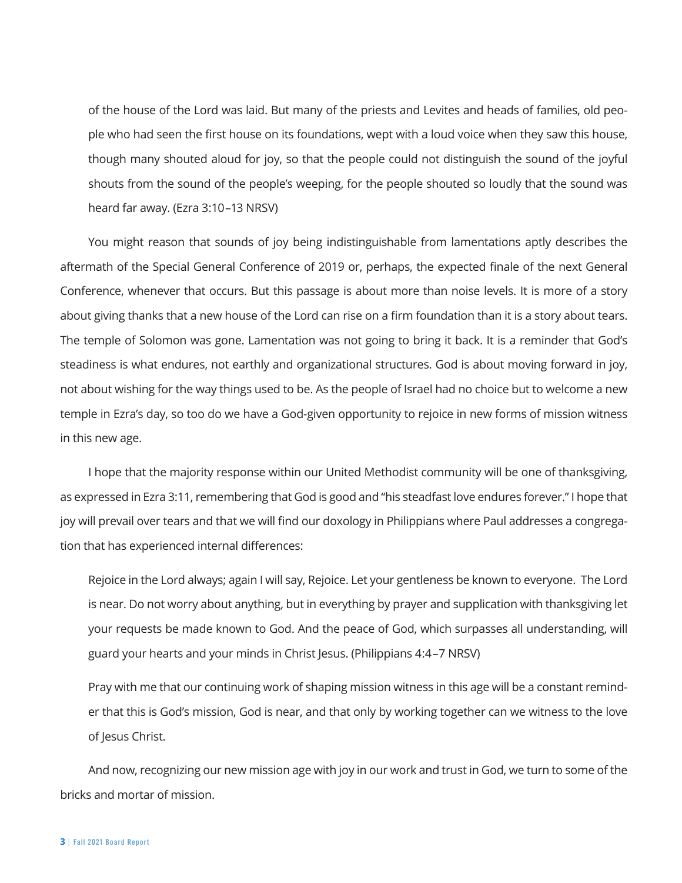> of the house of the Lord was laid. But many of the priests and Levites and heads of families, old people who had seen the first house on its foundations, wept with a loud voice when they saw this house, though many shouted aloud for joy, so that the people could not distinguish the sound of the joyful shouts from the sound of the people's weeping, for the people shouted so loudly that the sound was heard far away. (Ezra 3:10–13 NRSV)

You might reason that sounds of joy being indistinguishable from lamentations aptly describes the aftermath of the Special General Conference of 2019 or, perhaps, the expected finale of the next General Conference, whenever that occurs. But this passage is about more than noise levels. It is more of a story about giving thanks that a new house of the Lord can rise on a firm foundation than it is a story about tears. The temple of Solomon was gone. Lamentation was not going to bring it back. It is a reminder that God's steadiness is what endures, not earthly and organizational structures. God is about moving forward in joy, not about wishing for the way things used to be. As the people of Israel had no choice but to welcome a new temple in Ezra's day, so too do we have a God-given opportunity to rejoice in new forms of mission witness in this new age.

I hope that the majority response within our United Methodist community will be one of thanksgiving, as expressed in Ezra 3:11, remembering that God is good and "his steadfast love endures forever." I hope that joy will prevail over tears and that we will find our doxology in Philippians where Paul addresses a congregation that has experienced internal differences:

> Rejoice in the Lord always; again I will say, Rejoice. Let your gentleness be known to everyone. The Lord is near. Do not worry about anything, but in everything by prayer and supplication with thanksgiving let your requests be made known to God. And the peace of God, which surpasses all understanding, will guard your hearts and your minds in Christ Jesus. (Philippians 4:4–7 NRSV)

> Pray with me that our continuing work of shaping mission witness in this age will be a constant reminder that this is God's mission, God is near, and that only by working together can we witness to the love of Jesus Christ.

And now, recognizing our new mission age with joy in our work and trust in God, we turn to some of the bricks and mortar of mission.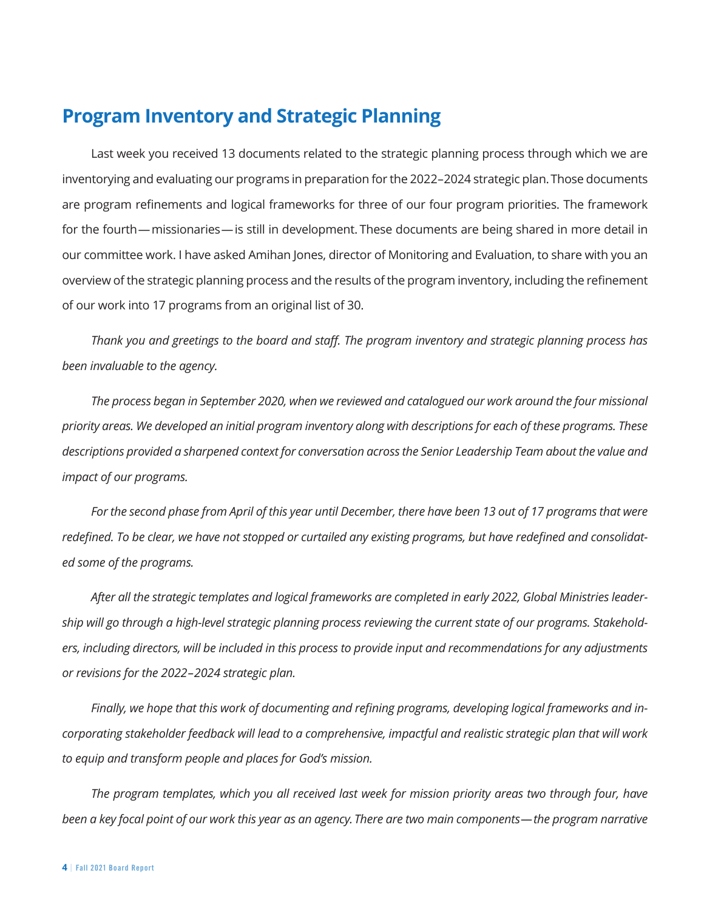## Program Inventory and Strategic Planning

Last week you received 13 documents related to the strategic planning process through which we are inventorying and evaluating our programs in preparation for the 2022–2024 strategic plan. Those documents are program refinements and logical frameworks for three of our four program priorities. The framework for the fourth — missionaries — is still in development. These documents are being shared in more detail in our committee work. I have asked Amihan Jones, director of Monitoring and Evaluation, to share with you an overview of the strategic planning process and the results of the program inventory, including the refinement of our work into 17 programs from an original list of 30.

*Thank you and greetings to the board and staff. The program inventory and strategic planning process has been invaluable to the agency.*

*The process began in September 2020, when we reviewed and catalogued our work around the four missional priority areas. We developed an initial program inventory along with descriptions for each of these programs. These descriptions provided a sharpened context for conversation across the Senior Leadership Team about the value and impact of our programs.*

*For the second phase from April of this year until December, there have been 13 out of 17 programs that were redefined. To be clear, we have not stopped or curtailed any existing programs, but have redefined and consolidated some of the programs.*

*After all the strategic templates and logical frameworks are completed in early 2022, Global Ministries leadership will go through a high-level strategic planning process reviewing the current state of our programs. Stakeholders, including directors, will be included in this process to provide input and recommendations for any adjustments or revisions for the 2022–2024 strategic plan.*

*Finally, we hope that this work of documenting and refining programs, developing logical frameworks and incorporating stakeholder feedback will lead to a comprehensive, impactful and realistic strategic plan that will work to equip and transform people and places for God's mission.*

*The program templates, which you all received last week for mission priority areas two through four, have been a key focal point of our work this year as an agency. There are two main components — the program narrative*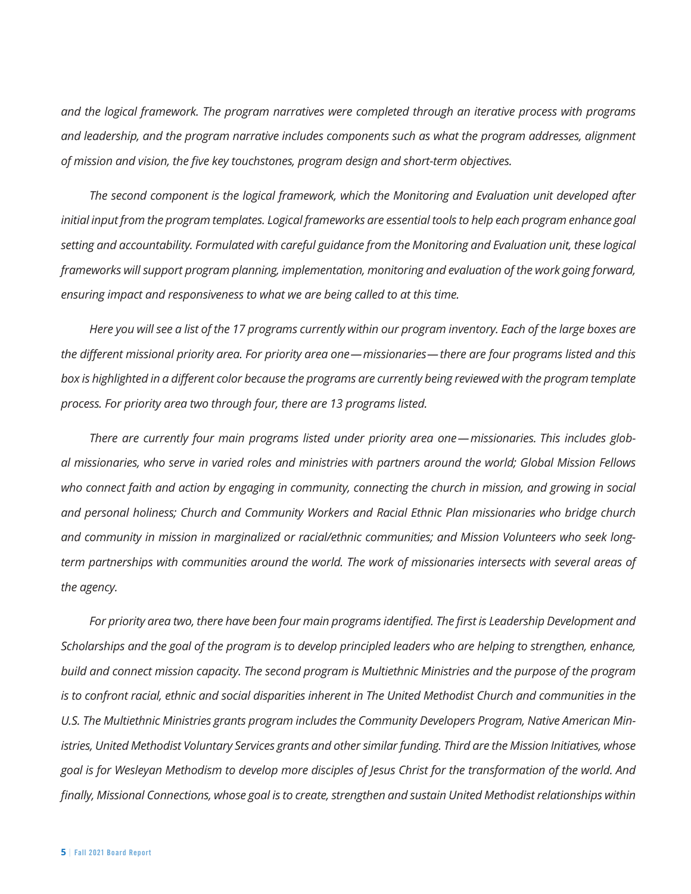*and the logical framework. The program narratives were completed through an iterative process with programs and leadership, and the program narrative includes components such as what the program addresses, alignment of mission and vision, the five key touchstones, program design and short-term objectives.*

*The second component is the logical framework, which the Monitoring and Evaluation unit developed after initial input from the program templates. Logical frameworks are essential tools to help each program enhance goal setting and accountability. Formulated with careful guidance from the Monitoring and Evaluation unit, these logical frameworks will support program planning, implementation, monitoring and evaluation of the work going forward, ensuring impact and responsiveness to what we are being called to at this time.*

*Here you will see a list of the 17 programs currently within our program inventory. Each of the large boxes are the different missional priority area. For priority area one — missionaries — there are four programs listed and this box is highlighted in a different color because the programs are currently being reviewed with the program template process. For priority area two through four, there are 13 programs listed.*

*There are currently four main programs listed under priority area one — missionaries. This includes global missionaries, who serve in varied roles and ministries with partners around the world; Global Mission Fellows who connect faith and action by engaging in community, connecting the church in mission, and growing in social and personal holiness; Church and Community Workers and Racial Ethnic Plan missionaries who bridge church and community in mission in marginalized or racial/ethnic communities; and Mission Volunteers who seek long-term partnerships with communities around the world. The work of missionaries intersects with several areas of the agency.*

*For priority area two, there have been four main programs identified. The first is Leadership Development and Scholarships and the goal of the program is to develop principled leaders who are helping to strengthen, enhance, build and connect mission capacity. The second program is Multiethnic Ministries and the purpose of the program is to confront racial, ethnic and social disparities inherent in The United Methodist Church and communities in the U.S. The Multiethnic Ministries grants program includes the Community Developers Program, Native American Ministries, United Methodist Voluntary Services grants and other similar funding. Third are the Mission Initiatives, whose goal is for Wesleyan Methodism to develop more disciples of Jesus Christ for the transformation of the world. And finally, Missional Connections, whose goal is to create, strengthen and sustain United Methodist relationships within*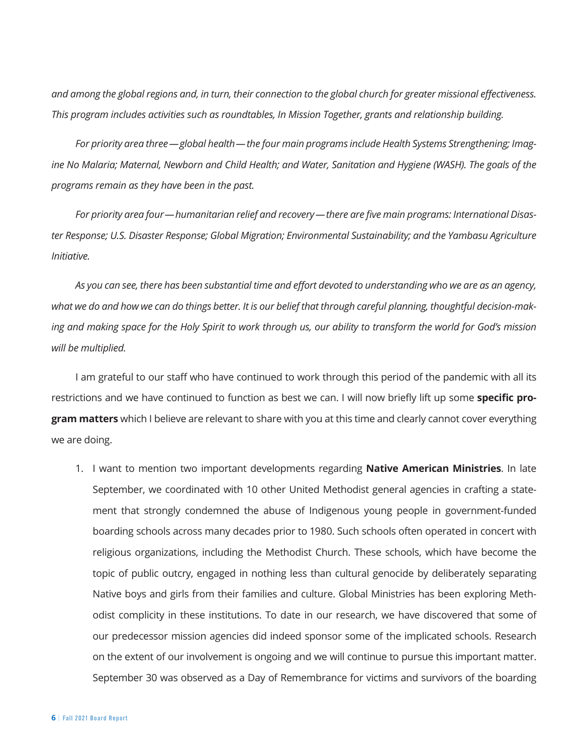*and among the global regions and, in turn, their connection to the global church for greater missional effectiveness. This program includes activities such as roundtables, In Mission Together, grants and relationship building.*

*For priority area three — global health — the four main programs include Health Systems Strengthening; Imagine No Malaria; Maternal, Newborn and Child Health; and Water, Sanitation and Hygiene (WASH). The goals of the programs remain as they have been in the past.*

*For priority area four — humanitarian relief and recovery — there are five main programs: International Disaster Response; U.S. Disaster Response; Global Migration; Environmental Sustainability; and the Yambasu Agriculture Initiative.*

*As you can see, there has been substantial time and effort devoted to understanding who we are as an agency, what we do and how we can do things better. It is our belief that through careful planning, thoughtful decision-making and making space for the Holy Spirit to work through us, our ability to transform the world for God's mission will be multiplied.*

I am grateful to our staff who have continued to work through this period of the pandemic with all its restrictions and we have continued to function as best we can. I will now briefly lift up some **specific program matters** which I believe are relevant to share with you at this time and clearly cannot cover everything we are doing.

1. I want to mention two important developments regarding **Native American Ministries**. In late September, we coordinated with 10 other United Methodist general agencies in crafting a statement that strongly condemned the abuse of Indigenous young people in government-funded boarding schools across many decades prior to 1980. Such schools often operated in concert with religious organizations, including the Methodist Church. These schools, which have become the topic of public outcry, engaged in nothing less than cultural genocide by deliberately separating Native boys and girls from their families and culture. Global Ministries has been exploring Methodist complicity in these institutions. To date in our research, we have discovered that some of our predecessor mission agencies did indeed sponsor some of the implicated schools. Research on the extent of our involvement is ongoing and we will continue to pursue this important matter. September 30 was observed as a Day of Remembrance for victims and survivors of the boarding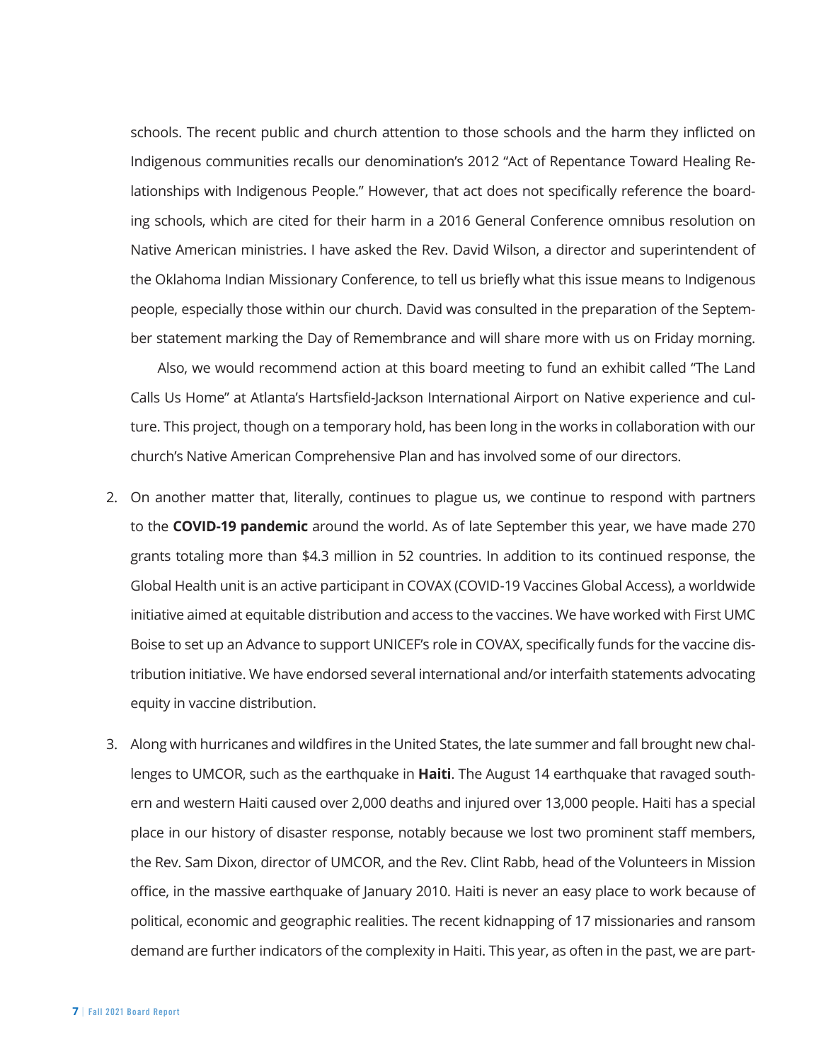schools. The recent public and church attention to those schools and the harm they inflicted on Indigenous communities recalls our denomination's 2012 "Act of Repentance Toward Healing Relationships with Indigenous People." However, that act does not specifically reference the boarding schools, which are cited for their harm in a 2016 General Conference omnibus resolution on Native American ministries. I have asked the Rev. David Wilson, a director and superintendent of the Oklahoma Indian Missionary Conference, to tell us briefly what this issue means to Indigenous people, especially those within our church. David was consulted in the preparation of the September statement marking the Day of Remembrance and will share more with us on Friday morning.

Also, we would recommend action at this board meeting to fund an exhibit called "The Land Calls Us Home" at Atlanta's Hartsfield-Jackson International Airport on Native experience and culture. This project, though on a temporary hold, has been long in the works in collaboration with our church's Native American Comprehensive Plan and has involved some of our directors.

2. On another matter that, literally, continues to plague us, we continue to respond with partners to the **COVID-19 pandemic** around the world. As of late September this year, we have made 270 grants totaling more than $4.3 million in 52 countries. In addition to its continued response, the Global Health unit is an active participant in COVAX (COVID-19 Vaccines Global Access), a worldwide initiative aimed at equitable distribution and access to the vaccines. We have worked with First UMC Boise to set up an Advance to support UNICEF's role in COVAX, specifically funds for the vaccine distribution initiative. We have endorsed several international and/or interfaith statements advocating equity in vaccine distribution.

3. Along with hurricanes and wildfires in the United States, the late summer and fall brought new challenges to UMCOR, such as the earthquake in **Haiti**. The August 14 earthquake that ravaged southern and western Haiti caused over 2,000 deaths and injured over 13,000 people. Haiti has a special place in our history of disaster response, notably because we lost two prominent staff members, the Rev. Sam Dixon, director of UMCOR, and the Rev. Clint Rabb, head of the Volunteers in Mission office, in the massive earthquake of January 2010. Haiti is never an easy place to work because of political, economic and geographic realities. The recent kidnapping of 17 missionaries and ransom demand are further indicators of the complexity in Haiti. This year, as often in the past, we are part-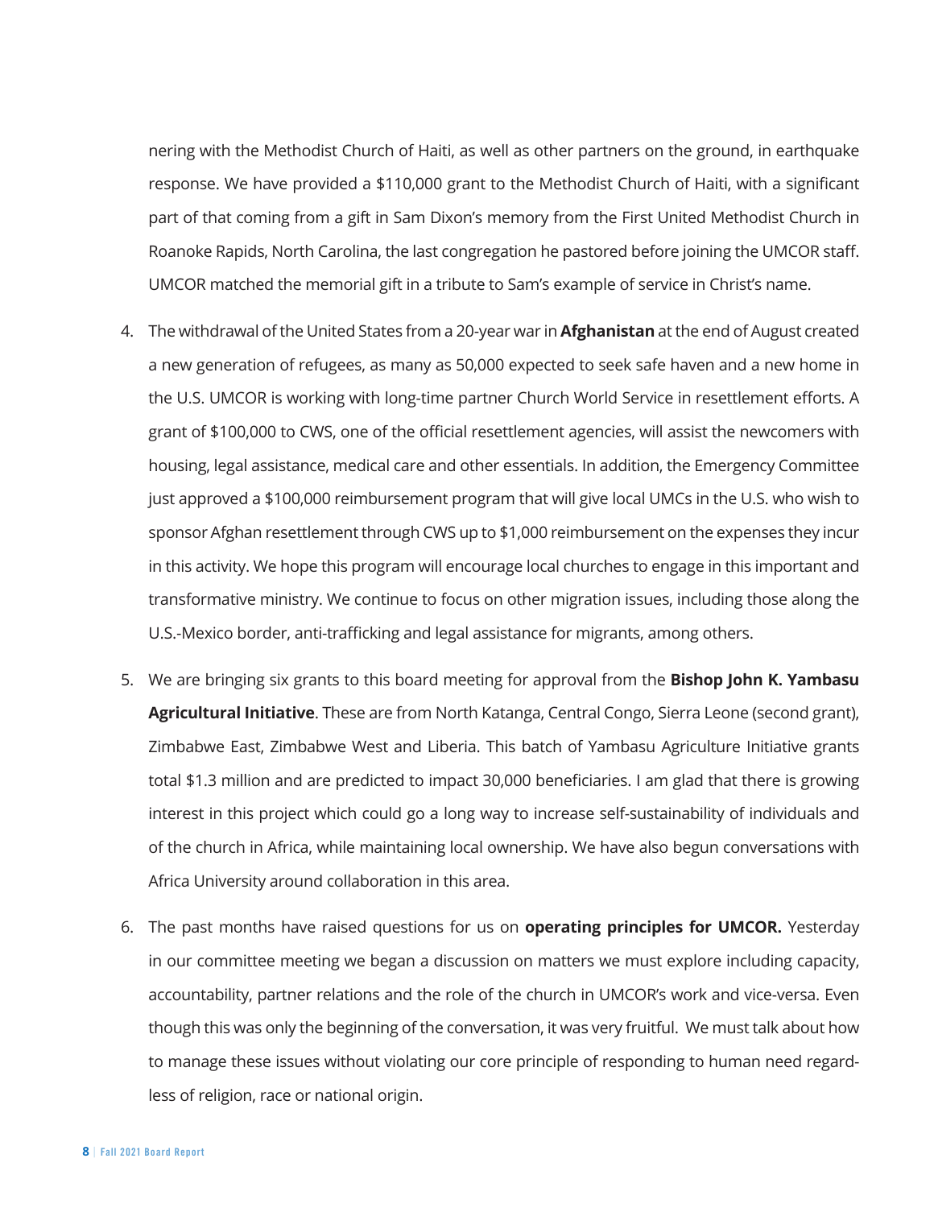nering with the Methodist Church of Haiti, as well as other partners on the ground, in earthquake response. We have provided a $110,000 grant to the Methodist Church of Haiti, with a significant part of that coming from a gift in Sam Dixon's memory from the First United Methodist Church in Roanoke Rapids, North Carolina, the last congregation he pastored before joining the UMCOR staff. UMCOR matched the memorial gift in a tribute to Sam's example of service in Christ's name.

4. The withdrawal of the United States from a 20-year war in **Afghanistan** at the end of August created a new generation of refugees, as many as 50,000 expected to seek safe haven and a new home in the U.S. UMCOR is working with long-time partner Church World Service in resettlement efforts. A grant of $100,000 to CWS, one of the official resettlement agencies, will assist the newcomers with housing, legal assistance, medical care and other essentials. In addition, the Emergency Committee just approved a $100,000 reimbursement program that will give local UMCs in the U.S. who wish to sponsor Afghan resettlement through CWS up to $1,000 reimbursement on the expenses they incur in this activity. We hope this program will encourage local churches to engage in this important and transformative ministry. We continue to focus on other migration issues, including those along the U.S.-Mexico border, anti-trafficking and legal assistance for migrants, among others.

5. We are bringing six grants to this board meeting for approval from the **Bishop John K. Yambasu Agricultural Initiative**. These are from North Katanga, Central Congo, Sierra Leone (second grant), Zimbabwe East, Zimbabwe West and Liberia. This batch of Yambasu Agriculture Initiative grants total $1.3 million and are predicted to impact 30,000 beneficiaries. I am glad that there is growing interest in this project which could go a long way to increase self-sustainability of individuals and of the church in Africa, while maintaining local ownership. We have also begun conversations with Africa University around collaboration in this area.

6. The past months have raised questions for us on **operating principles for UMCOR.** Yesterday in our committee meeting we began a discussion on matters we must explore including capacity, accountability, partner relations and the role of the church in UMCOR's work and vice-versa. Even though this was only the beginning of the conversation, it was very fruitful. We must talk about how to manage these issues without violating our core principle of responding to human need regardless of religion, race or national origin.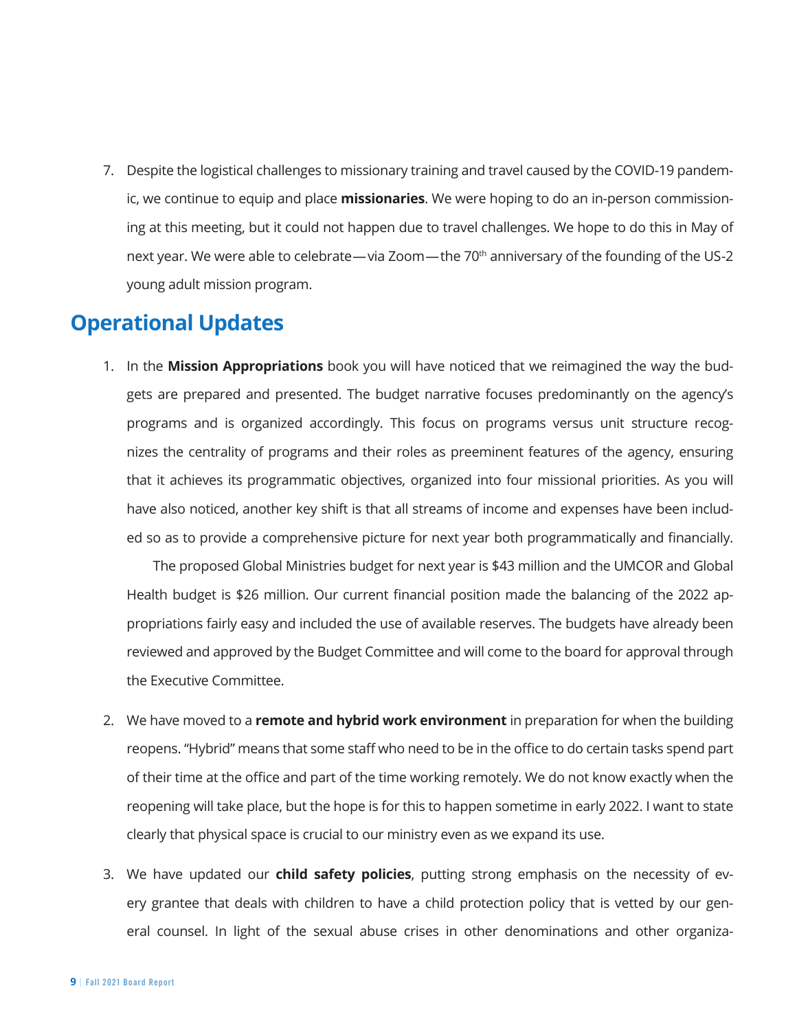7. Despite the logistical challenges to missionary training and travel caused by the COVID-19 pandemic, we continue to equip and place **missionaries**. We were hoping to do an in-person commissioning at this meeting, but it could not happen due to travel challenges. We hope to do this in May of next year. We were able to celebrate—via Zoom—the 70th anniversary of the founding of the US-2 young adult mission program.

## Operational Updates

1. In the **Mission Appropriations** book you will have noticed that we reimagined the way the budgets are prepared and presented. The budget narrative focuses predominantly on the agency's programs and is organized accordingly. This focus on programs versus unit structure recognizes the centrality of programs and their roles as preeminent features of the agency, ensuring that it achieves its programmatic objectives, organized into four missional priorities. As you will have also noticed, another key shift is that all streams of income and expenses have been included so as to provide a comprehensive picture for next year both programmatically and financially.

   The proposed Global Ministries budget for next year is $43 million and the UMCOR and Global Health budget is $26 million. Our current financial position made the balancing of the 2022 appropriations fairly easy and included the use of available reserves. The budgets have already been reviewed and approved by the Budget Committee and will come to the board for approval through the Executive Committee.

2. We have moved to a **remote and hybrid work environment** in preparation for when the building reopens. "Hybrid" means that some staff who need to be in the office to do certain tasks spend part of their time at the office and part of the time working remotely. We do not know exactly when the reopening will take place, but the hope is for this to happen sometime in early 2022. I want to state clearly that physical space is crucial to our ministry even as we expand its use.

3. We have updated our **child safety policies**, putting strong emphasis on the necessity of every grantee that deals with children to have a child protection policy that is vetted by our general counsel. In light of the sexual abuse crises in other denominations and other organiza-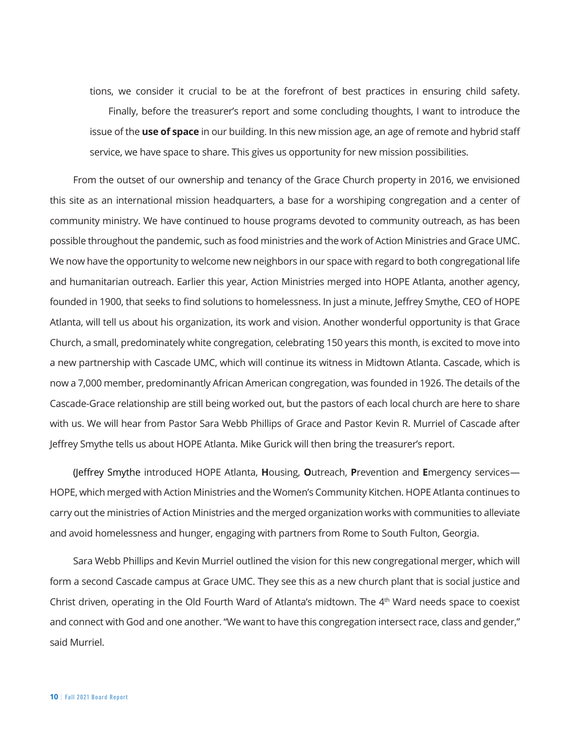tions, we consider it crucial to be at the forefront of best practices in ensuring child safety.

Finally, before the treasurer's report and some concluding thoughts, I want to introduce the issue of the **use of space** in our building. In this new mission age, an age of remote and hybrid staff service, we have space to share. This gives us opportunity for new mission possibilities.

From the outset of our ownership and tenancy of the Grace Church property in 2016, we envisioned this site as an international mission headquarters, a base for a worshiping congregation and a center of community ministry. We have continued to house programs devoted to community outreach, as has been possible throughout the pandemic, such as food ministries and the work of Action Ministries and Grace UMC. We now have the opportunity to welcome new neighbors in our space with regard to both congregational life and humanitarian outreach. Earlier this year, Action Ministries merged into HOPE Atlanta, another agency, founded in 1900, that seeks to find solutions to homelessness. In just a minute, Jeffrey Smythe, CEO of HOPE Atlanta, will tell us about his organization, its work and vision. Another wonderful opportunity is that Grace Church, a small, predominately white congregation, celebrating 150 years this month, is excited to move into a new partnership with Cascade UMC, which will continue its witness in Midtown Atlanta. Cascade, which is now a 7,000 member, predominantly African American congregation, was founded in 1926. The details of the Cascade-Grace relationship are still being worked out, but the pastors of each local church are here to share with us. We will hear from Pastor Sara Webb Phillips of Grace and Pastor Kevin R. Murriel of Cascade after Jeffrey Smythe tells us about HOPE Atlanta. Mike Gurick will then bring the treasurer's report.

(Jeffrey Smythe introduced HOPE Atlanta, **H**ousing, **O**utreach, **P**revention and **E**mergency services—HOPE, which merged with Action Ministries and the Women's Community Kitchen. HOPE Atlanta continues to carry out the ministries of Action Ministries and the merged organization works with communities to alleviate and avoid homelessness and hunger, engaging with partners from Rome to South Fulton, Georgia.

Sara Webb Phillips and Kevin Murriel outlined the vision for this new congregational merger, which will form a second Cascade campus at Grace UMC. They see this as a new church plant that is social justice and Christ driven, operating in the Old Fourth Ward of Atlanta's midtown. The 4th Ward needs space to coexist and connect with God and one another. "We want to have this congregation intersect race, class and gender," said Murriel.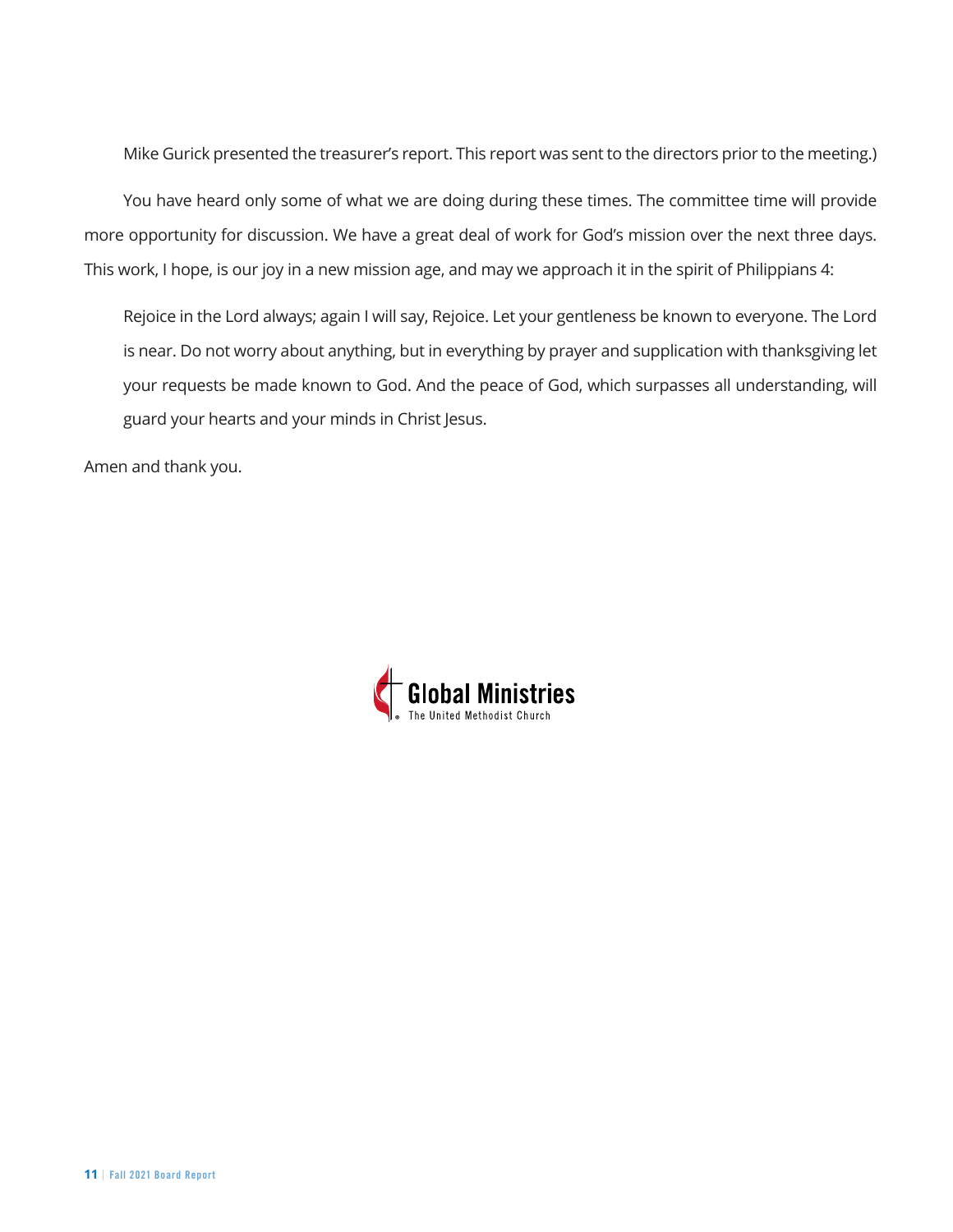Mike Gurick presented the treasurer's report. This report was sent to the directors prior to the meeting.)

You have heard only some of what we are doing during these times. The committee time will provide more opportunity for discussion. We have a great deal of work for God's mission over the next three days. This work, I hope, is our joy in a new mission age, and may we approach it in the spirit of Philippians 4:

> Rejoice in the Lord always; again I will say, Rejoice. Let your gentleness be known to everyone. The Lord is near. Do not worry about anything, but in everything by prayer and supplication with thanksgiving let your requests be made known to God. And the peace of God, which surpasses all understanding, will guard your hearts and your minds in Christ Jesus.

Amen and thank you.

Global Ministries
The United Methodist Church